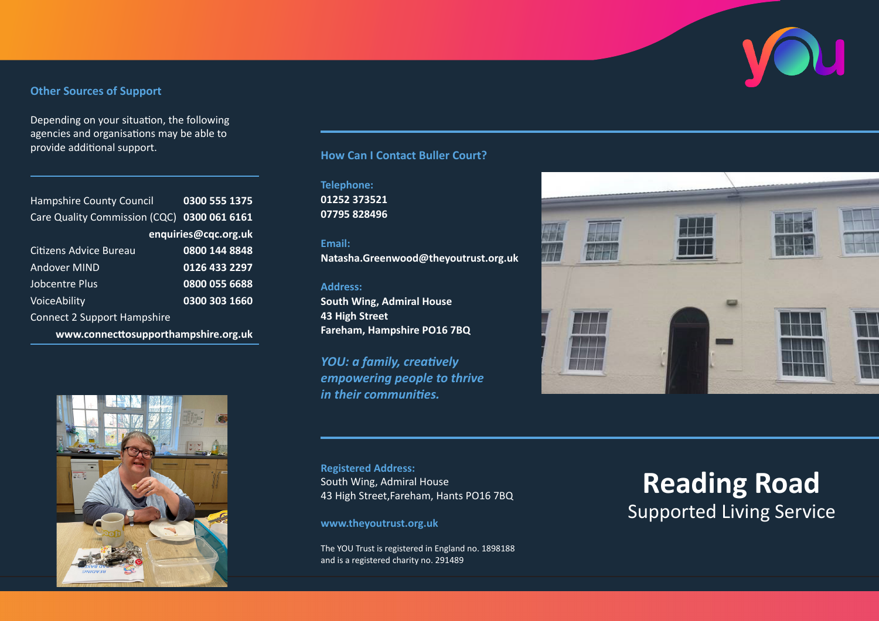## Other Sources of Support

Depending on your situation, the following agencies and organisations may be able to provide additional support.

| | |
|---|---|
| Hampshire County Council | **0300 555 1375** |
| Care Quality Commission (CQC) | **0300 061 6161** |
| | **enquiries@cqc.org.uk** |
| Citizens Advice Bureau | **0800 144 8848** |
| Andover MIND | **0126 433 2297** |
| Jobcentre Plus | **0800 055 6688** |
| VoiceAbility | **0300 303 1660** |
| Connect 2 Support Hampshire | |
| | **www.connecttosupporthampshire.org.uk** |

## How Can I Contact Buller Court?

**Telephone:**
**01252 373521**
**07795 828496**

**Email:**
**Natasha.Greenwood@theyoutrust.org.uk**

**Address:**
**South Wing, Admiral House**
**43 High Street**
**Fareham, Hampshire PO16 7BQ**

***YOU: a family, creatively empowering people to thrive in their communities.***

**Registered Address:**
South Wing, Admiral House
43 High Street,Fareham, Hants PO16 7BQ

**www.theyoutrust.org.uk**

The YOU Trust is registered in England no. 1898188 and is a registered charity no. 291489

# Reading Road

Supported Living Service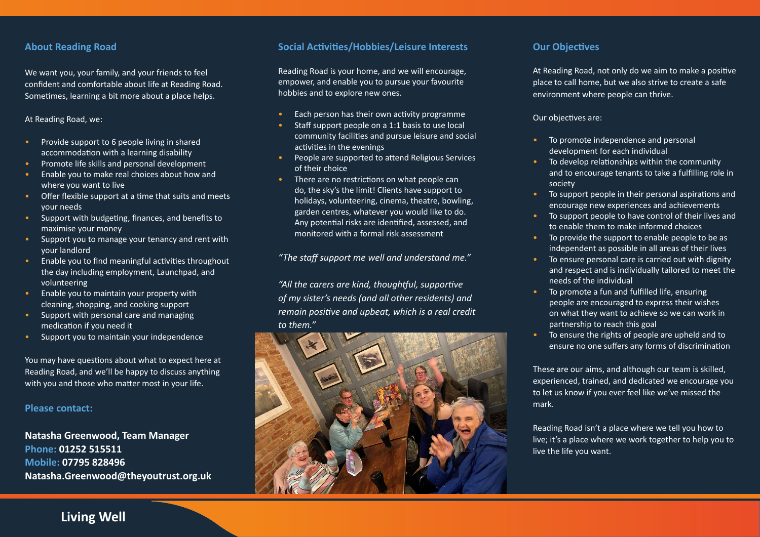## About Reading Road

We want you, your family, and your friends to feel confident and comfortable about life at Reading Road. Sometimes, learning a bit more about a place helps.

At Reading Road, we:

- Provide support to 6 people living in shared accommodation with a learning disability
- Promote life skills and personal development
- Enable you to make real choices about how and where you want to live
- Offer flexible support at a time that suits and meets your needs
- Support with budgeting, finances, and benefits to maximise your money
- Support you to manage your tenancy and rent with your landlord
- Enable you to find meaningful activities throughout the day including employment, Launchpad, and volunteering
- Enable you to maintain your property with cleaning, shopping, and cooking support
- Support with personal care and managing medication if you need it
- Support you to maintain your independence

You may have questions about what to expect here at Reading Road, and we'll be happy to discuss anything with you and those who matter most in your life.

### Please contact:

**Natasha Greenwood, Team Manager**
**Phone: 01252 515511**
**Mobile: 07795 828496**
**Natasha.Greenwood@theyoutrust.org.uk**

## Social Activities/Hobbies/Leisure Interests

Reading Road is your home, and we will encourage, empower, and enable you to pursue your favourite hobbies and to explore new ones.

- Each person has their own activity programme
- Staff support people on a 1:1 basis to use local community facilities and pursue leisure and social activities in the evenings
- People are supported to attend Religious Services of their choice
- There are no restrictions on what people can do, the sky's the limit! Clients have support to holidays, volunteering, cinema, theatre, bowling, garden centres, whatever you would like to do. Any potential risks are identified, assessed, and monitored with a formal risk assessment

*"The staff support me well and understand me."*

*"All the carers are kind, thoughtful, supportive of my sister's needs (and all other residents) and remain positive and upbeat, which is a real credit to them."*

## Our Objectives

At Reading Road, not only do we aim to make a positive place to call home, but we also strive to create a safe environment where people can thrive.

Our objectives are:

- To promote independence and personal development for each individual
- To develop relationships within the community and to encourage tenants to take a fulfilling role in society
- To support people in their personal aspirations and encourage new experiences and achievements
- To support people to have control of their lives and to enable them to make informed choices
- To provide the support to enable people to be as independent as possible in all areas of their lives
- To ensure personal care is carried out with dignity and respect and is individually tailored to meet the needs of the individual
- To promote a fun and fulfilled life, ensuring people are encouraged to express their wishes on what they want to achieve so we can work in partnership to reach this goal
- To ensure the rights of people are upheld and to ensure no one suffers any forms of discrimination

These are our aims, and although our team is skilled, experienced, trained, and dedicated we encourage you to let us know if you ever feel like we've missed the mark.

Reading Road isn't a place where we tell you how to live; it's a place where we work together to help you to live the life you want.

**Living Well**